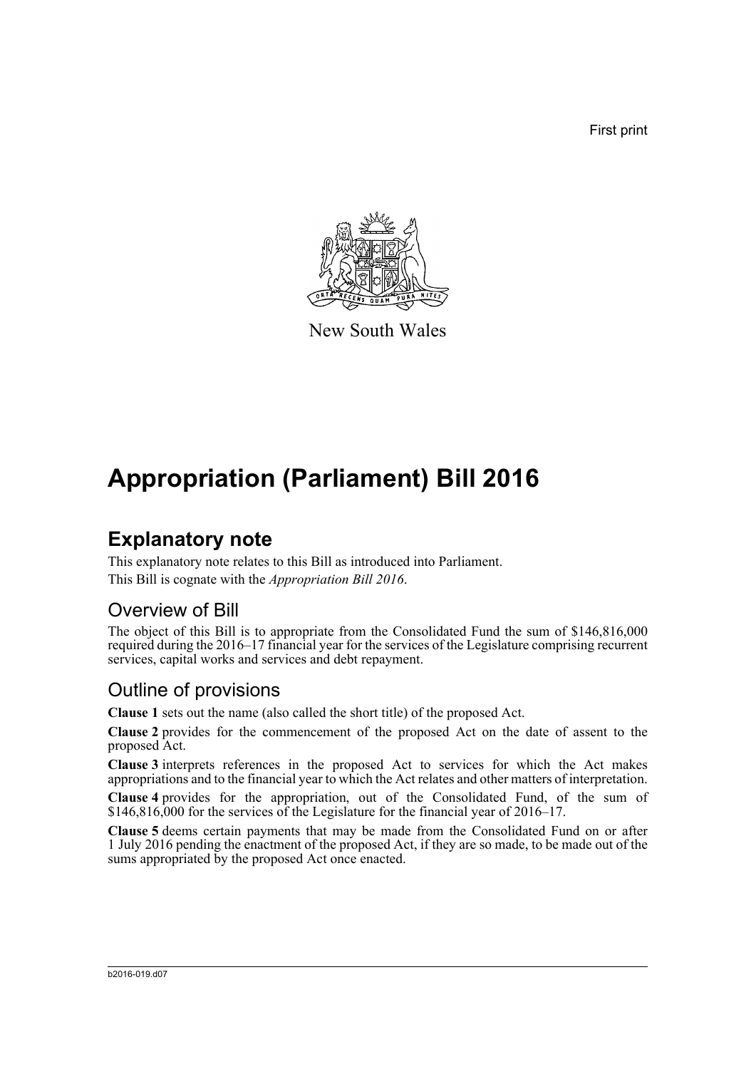First print

New South Wales

# Appropriation (Parliament) Bill 2016

## Explanatory note

This explanatory note relates to this Bill as introduced into Parliament.

This Bill is cognate with the *Appropriation Bill 2016*.

### Overview of Bill

The object of this Bill is to appropriate from the Consolidated Fund the sum of $146,816,000 required during the 2016–17 financial year for the services of the Legislature comprising recurrent services, capital works and services and debt repayment.

### Outline of provisions

**Clause 1** sets out the name (also called the short title) of the proposed Act.

**Clause 2** provides for the commencement of the proposed Act on the date of assent to the proposed Act.

**Clause 3** interprets references in the proposed Act to services for which the Act makes appropriations and to the financial year to which the Act relates and other matters of interpretation.

**Clause 4** provides for the appropriation, out of the Consolidated Fund, of the sum of $146,816,000 for the services of the Legislature for the financial year of 2016–17.

**Clause 5** deems certain payments that may be made from the Consolidated Fund on or after 1 July 2016 pending the enactment of the proposed Act, if they are so made, to be made out of the sums appropriated by the proposed Act once enacted.

b2016-019.d07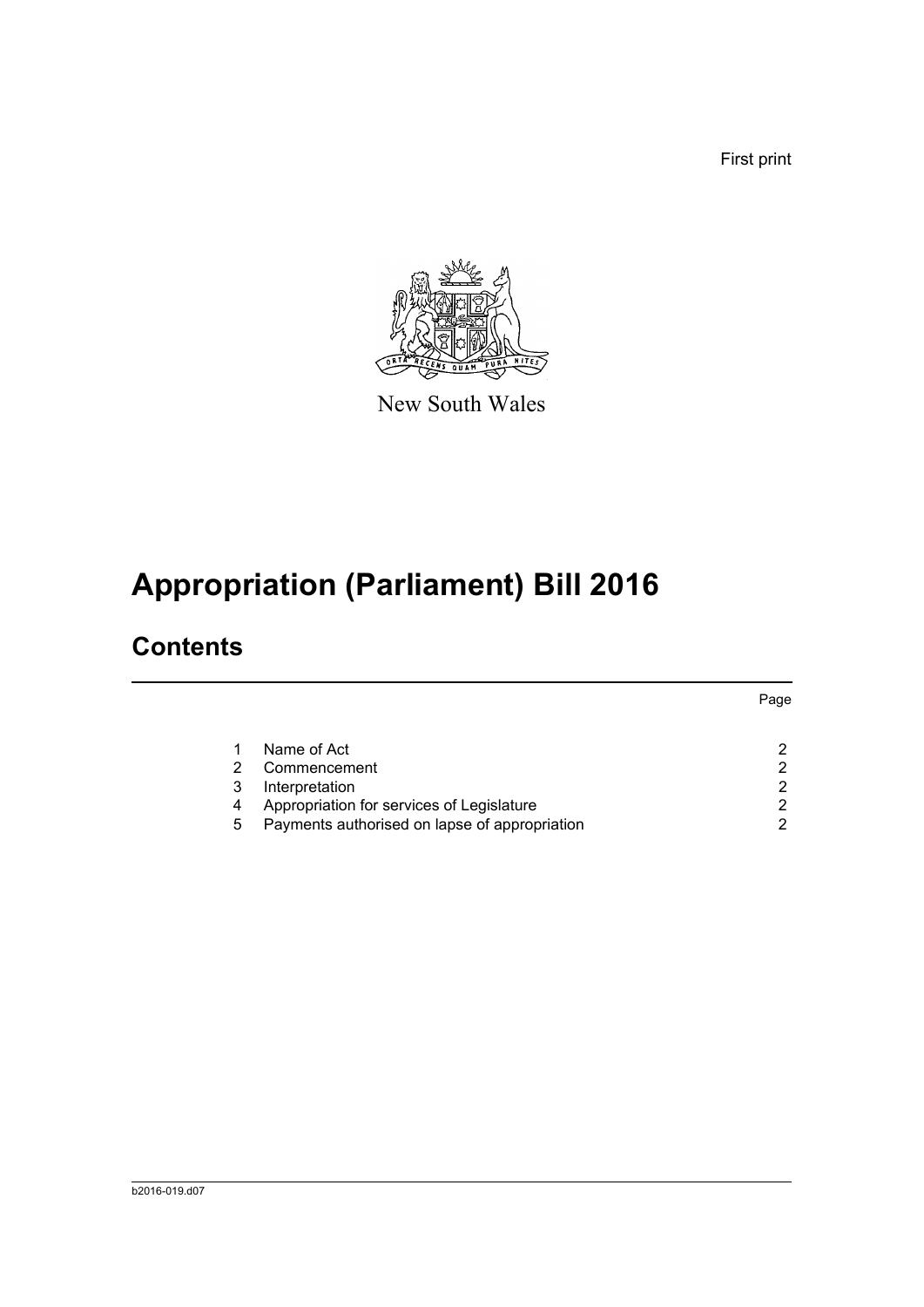First print

New South Wales

# Appropriation (Parliament) Bill 2016

## Contents

| | | Page |
|---|---|---|
| 1 | Name of Act | 2 |
| 2 | Commencement | 2 |
| 3 | Interpretation | 2 |
| 4 | Appropriation for services of Legislature | 2 |
| 5 | Payments authorised on lapse of appropriation | 2 |

b2016-019.d07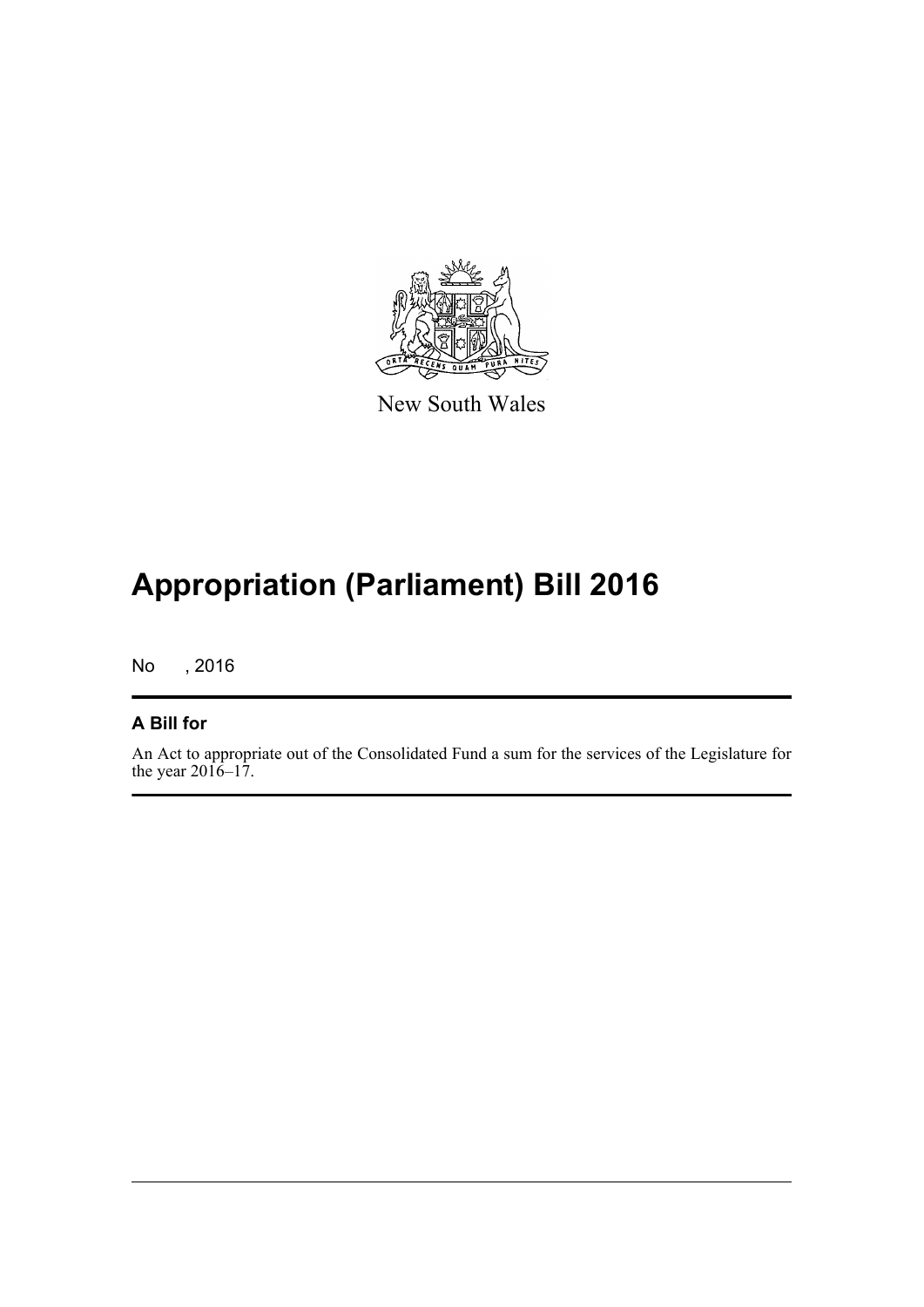New South Wales

# Appropriation (Parliament) Bill 2016

No , 2016

## A Bill for

An Act to appropriate out of the Consolidated Fund a sum for the services of the Legislature for the year 2016–17.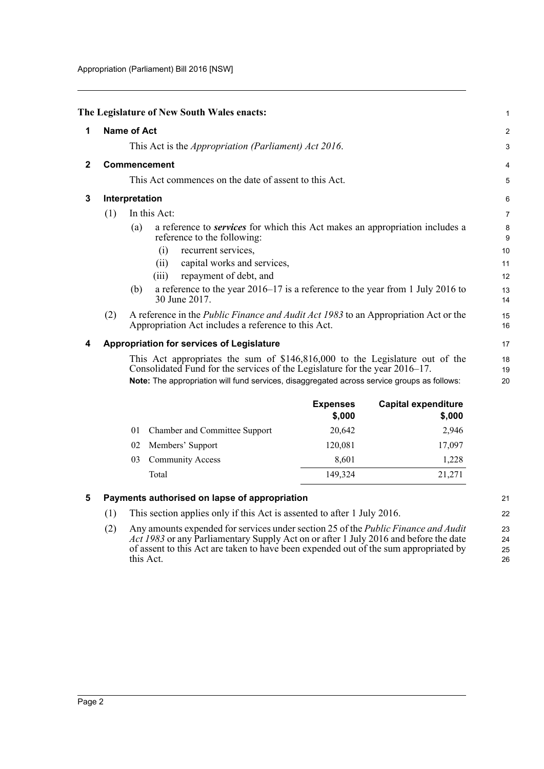**The Legislature of New South Wales enacts:**

## 1 Name of Act

This Act is the *Appropriation (Parliament) Act 2016*.

## 2 Commencement

This Act commences on the date of assent to this Act.

## 3 Interpretation

(1) In this Act:

(a) a reference to ***services*** for which this Act makes an appropriation includes a reference to the following:

(i) recurrent services,

(ii) capital works and services,

(iii) repayment of debt, and

(b) a reference to the year 2016–17 is a reference to the year from 1 July 2016 to 30 June 2017.

(2) A reference in the *Public Finance and Audit Act 1983* to an Appropriation Act or the Appropriation Act includes a reference to this Act.

## 4 Appropriation for services of Legislature

This Act appropriates the sum of $146,816,000 to the Legislature out of the Consolidated Fund for the services of the Legislature for the year 2016–17.

**Note:** The appropriation will fund services, disaggregated across service groups as follows:

| | | Expenses $,000 | Capital expenditure $,000 |
|---|---|---|---|
| 01 | Chamber and Committee Support | 20,642 | 2,946 |
| 02 | Members' Support | 120,081 | 17,097 |
| 03 | Community Access | 8,601 | 1,228 |
| | Total | 149,324 | 21,271 |

## 5 Payments authorised on lapse of appropriation

(1) This section applies only if this Act is assented to after 1 July 2016.

(2) Any amounts expended for services under section 25 of the *Public Finance and Audit Act 1983* or any Parliamentary Supply Act on or after 1 July 2016 and before the date of assent to this Act are taken to have been expended out of the sum appropriated by this Act.